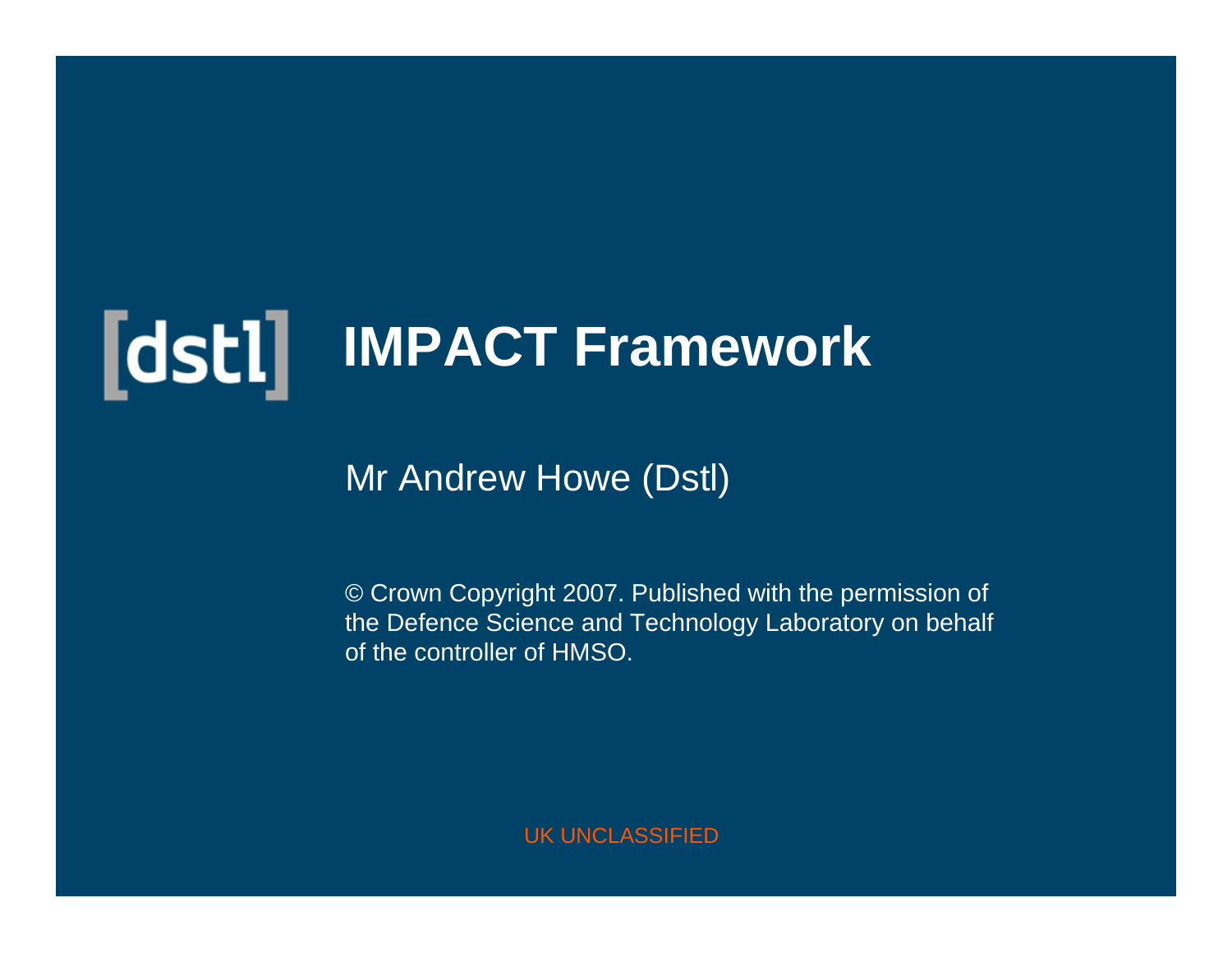[dstl]

# IMPACT Framework

Mr Andrew Howe (Dstl)

© Crown Copyright 2007. Published with the permission of the Defence Science and Technology Laboratory on behalf of the controller of HMSO.

UK UNCLASSIFIED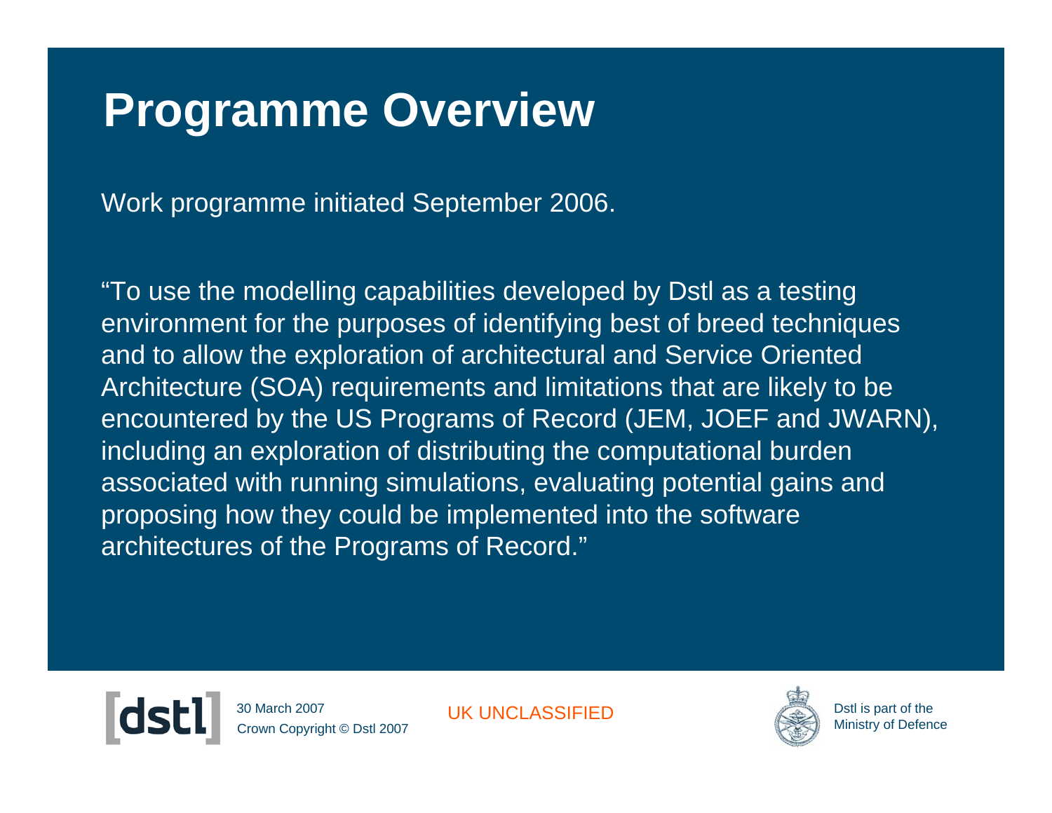# Programme Overview

Work programme initiated September 2006.

"To use the modelling capabilities developed by Dstl as a testing environment for the purposes of identifying best of breed techniques and to allow the exploration of architectural and Service Oriented Architecture (SOA) requirements and limitations that are likely to be encountered by the US Programs of Record (JEM, JOEF and JWARN), including an exploration of distributing the computational burden associated with running simulations, evaluating potential gains and proposing how they could be implemented into the software architectures of the Programs of Record."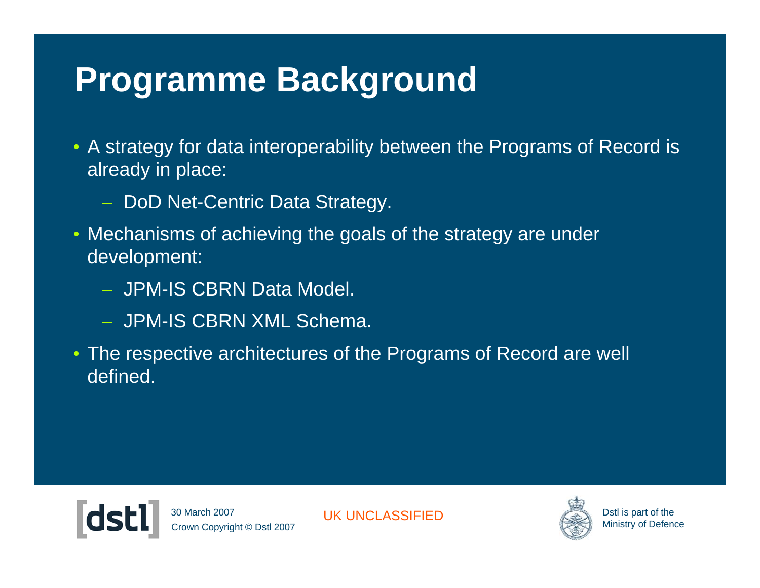# Programme Background

- A strategy for data interoperability between the Programs of Record is already in place:
  - DoD Net-Centric Data Strategy.
- Mechanisms of achieving the goals of the strategy are under development:
  - JPM-IS CBRN Data Model.
  - JPM-IS CBRN XML Schema.
- The respective architectures of the Programs of Record are well defined.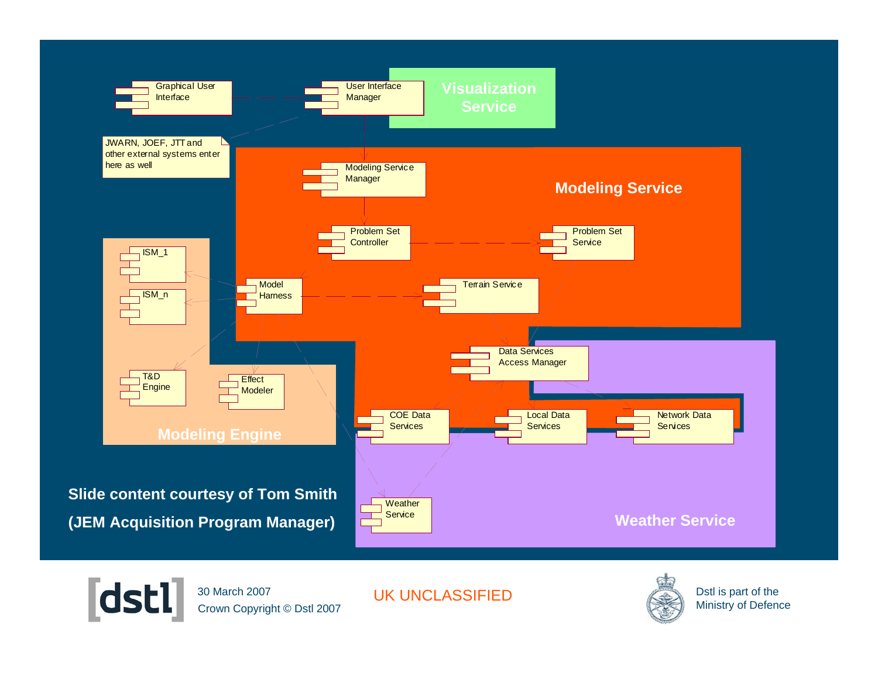Graphical User Interface

User Interface Manager

Visualization Service

JWARN, JOEF, JTT and other external systems enter here as well

Modeling Service Manager

Modeling Service

Problem Set Controller

Problem Set Service

ISM_1

ISM_n

Model Harness

Terrain Service

T&D Engine

Effect Modeler

Data Services Access Manager

COE Data Services

Local Data Services

Network Data Services

Modeling Engine

Weather Service

Weather Service

**Slide content courtesy of Tom Smith**

**(JEM Acquisition Program Manager)**

[dstl]

30 March 2007

Crown Copyright © Dstl 2007

UK UNCLASSIFIED

Dstl is part of the Ministry of Defence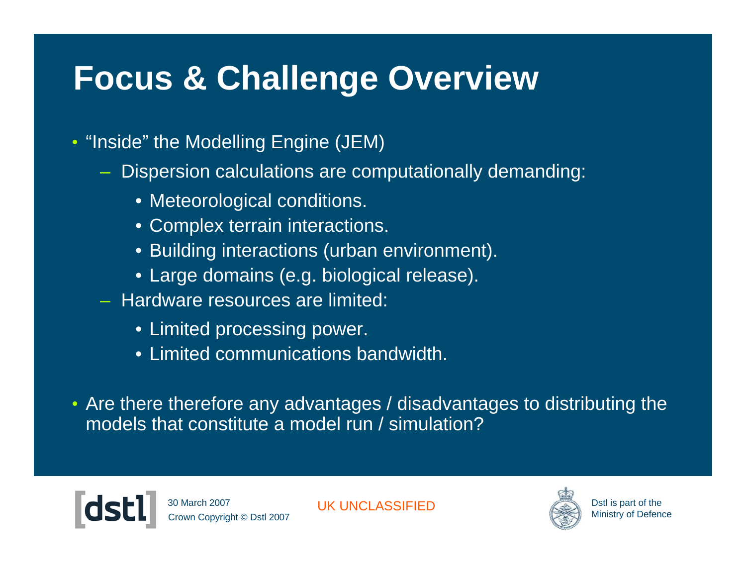# Focus & Challenge Overview

- "Inside" the Modelling Engine (JEM)
  - Dispersion calculations are computationally demanding:
    - Meteorological conditions.
    - Complex terrain interactions.
    - Building interactions (urban environment).
    - Large domains (e.g. biological release).
  - Hardware resources are limited:
    - Limited processing power.
    - Limited communications bandwidth.
- Are there therefore any advantages / disadvantages to distributing the models that constitute a model run / simulation?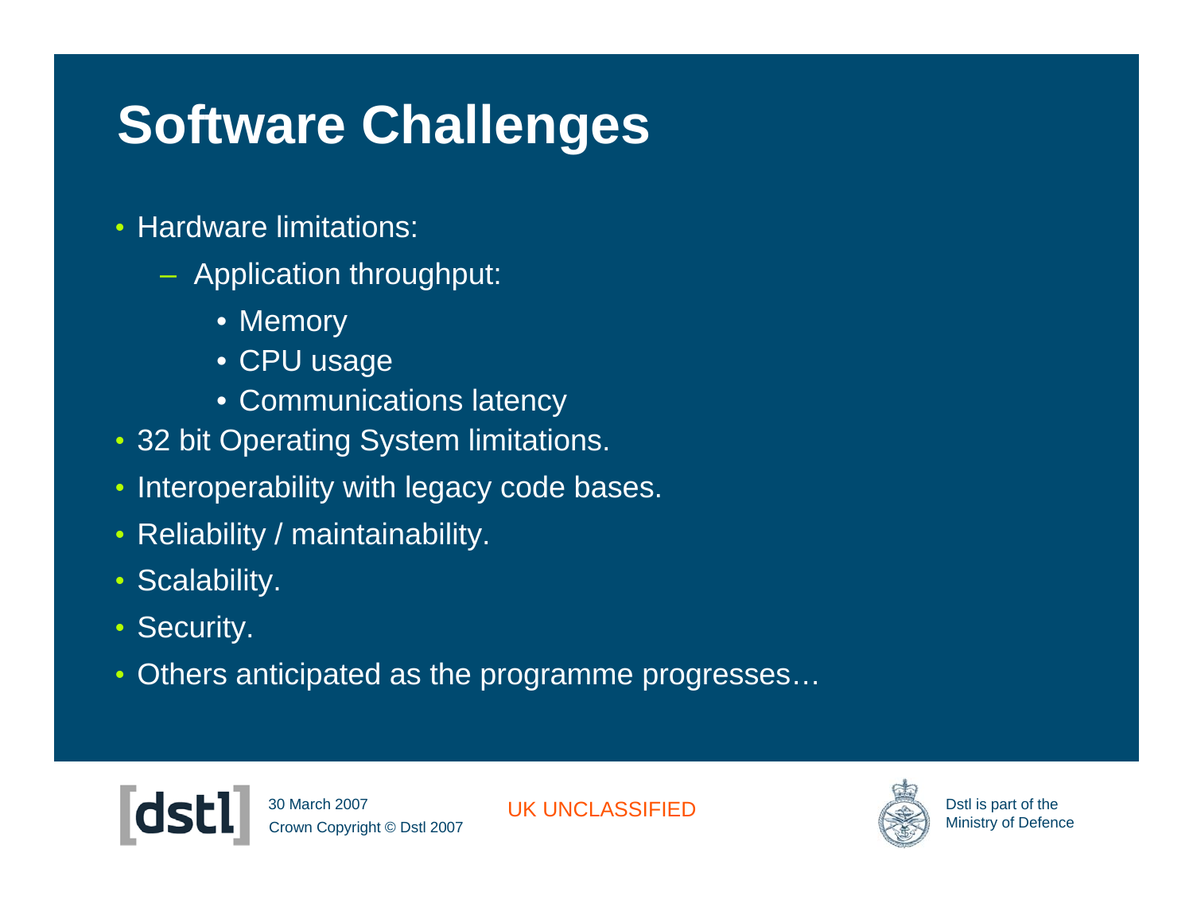# Software Challenges

- Hardware limitations:
  - Application throughput:
    - Memory
    - CPU usage
    - Communications latency
- 32 bit Operating System limitations.
- Interoperability with legacy code bases.
- Reliability / maintainability.
- Scalability.
- Security.
- Others anticipated as the programme progresses…

30 March 2007
Crown Copyright © Dstl 2007

UK UNCLASSIFIED

Dstl is part of the Ministry of Defence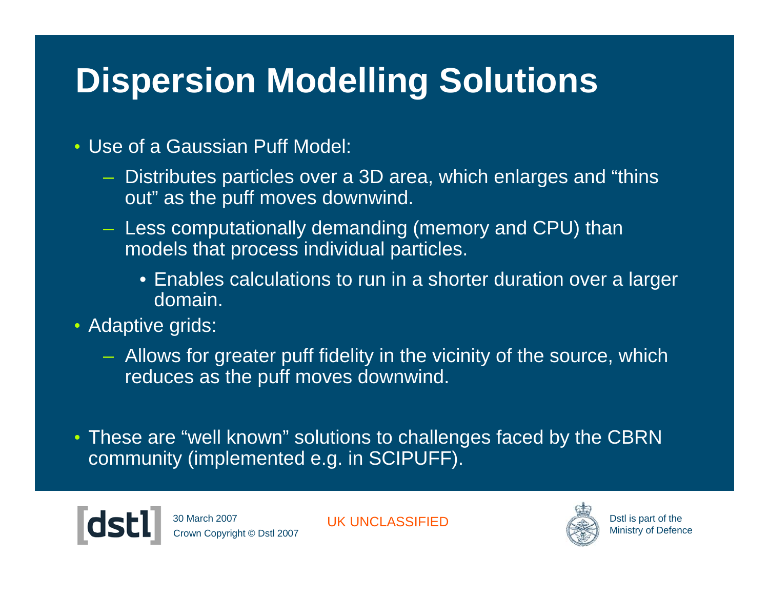# Dispersion Modelling Solutions

- Use of a Gaussian Puff Model:
  - Distributes particles over a 3D area, which enlarges and "thins out" as the puff moves downwind.
  - Less computationally demanding (memory and CPU) than models that process individual particles.
    - Enables calculations to run in a shorter duration over a larger domain.
- Adaptive grids:
  - Allows for greater puff fidelity in the vicinity of the source, which reduces as the puff moves downwind.

- These are "well known" solutions to challenges faced by the CBRN community (implemented e.g. in SCIPUFF).

30 March 2007
Crown Copyright © Dstl 2007

UK UNCLASSIFIED

Dstl is part of the Ministry of Defence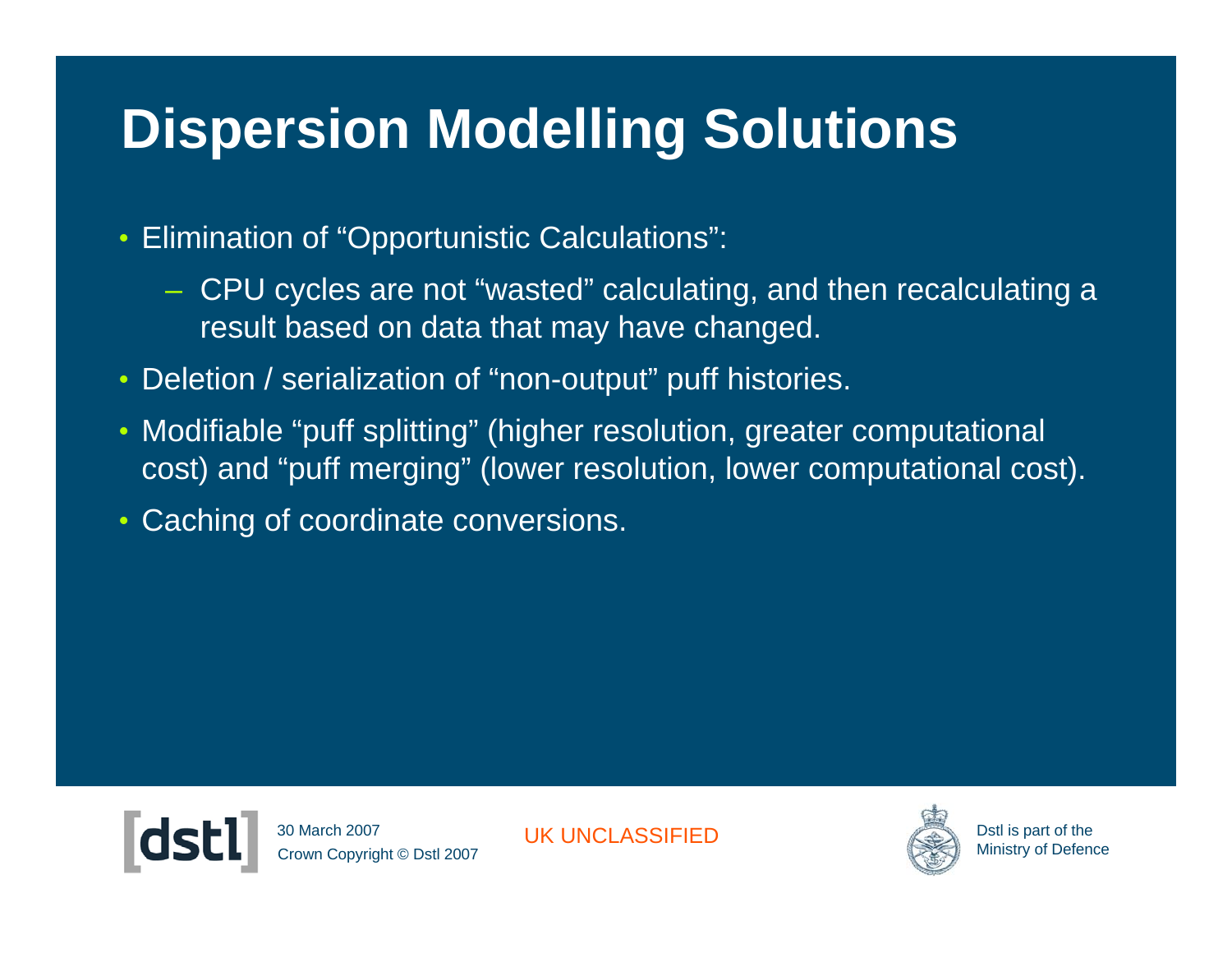# Dispersion Modelling Solutions

- Elimination of “Opportunistic Calculations”:
  - CPU cycles are not “wasted” calculating, and then recalculating a result based on data that may have changed.
- Deletion / serialization of “non-output” puff histories.
- Modifiable “puff splitting” (higher resolution, greater computational cost) and “puff merging” (lower resolution, lower computational cost).
- Caching of coordinate conversions.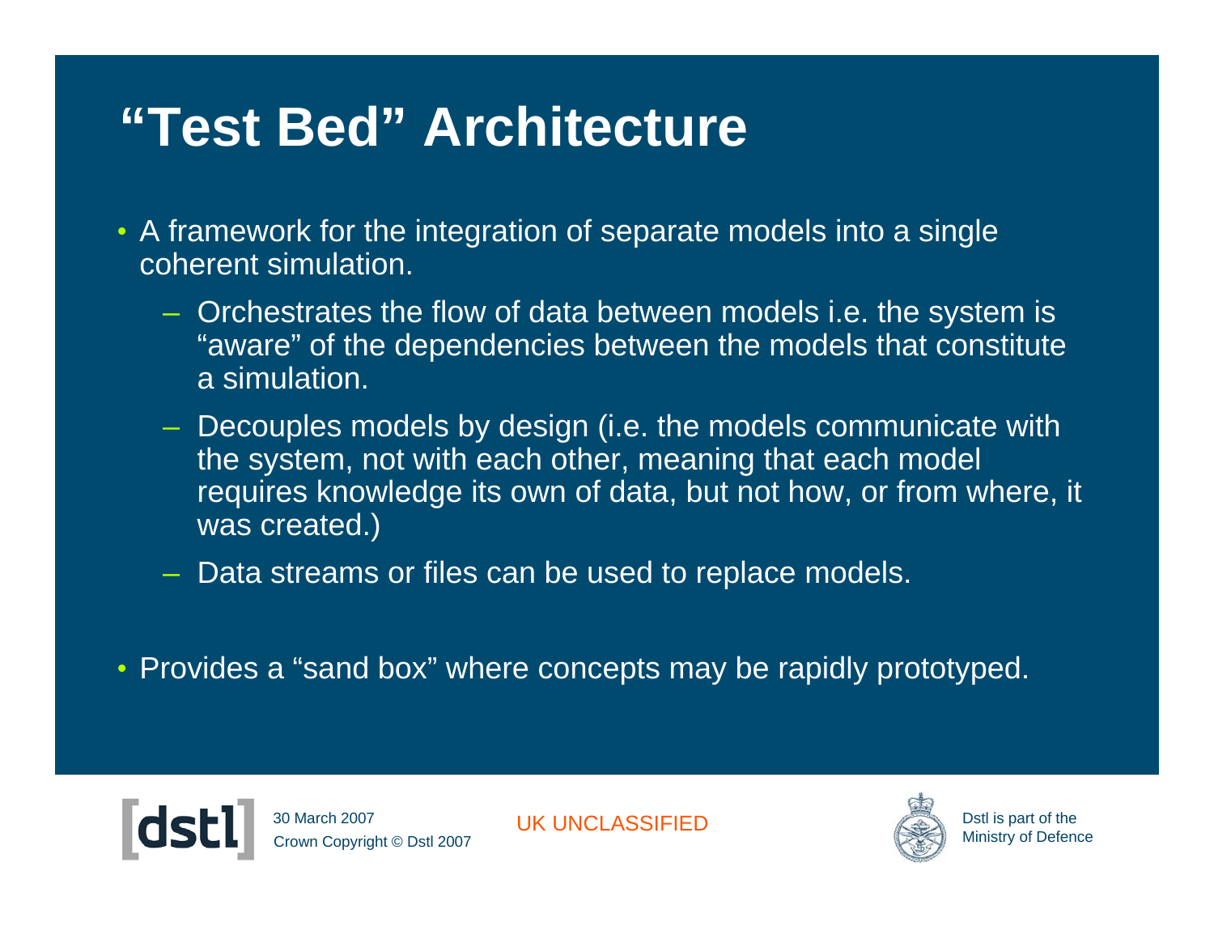# "Test Bed" Architecture

- A framework for the integration of separate models into a single coherent simulation.
  - Orchestrates the flow of data between models i.e. the system is "aware" of the dependencies between the models that constitute a simulation.
  - Decouples models by design (i.e. the models communicate with the system, not with each other, meaning that each model requires knowledge its own of data, but not how, or from where, it was created.)
  - Data streams or files can be used to replace models.

- Provides a "sand box" where concepts may be rapidly prototyped.

UK UNCLASSIFIED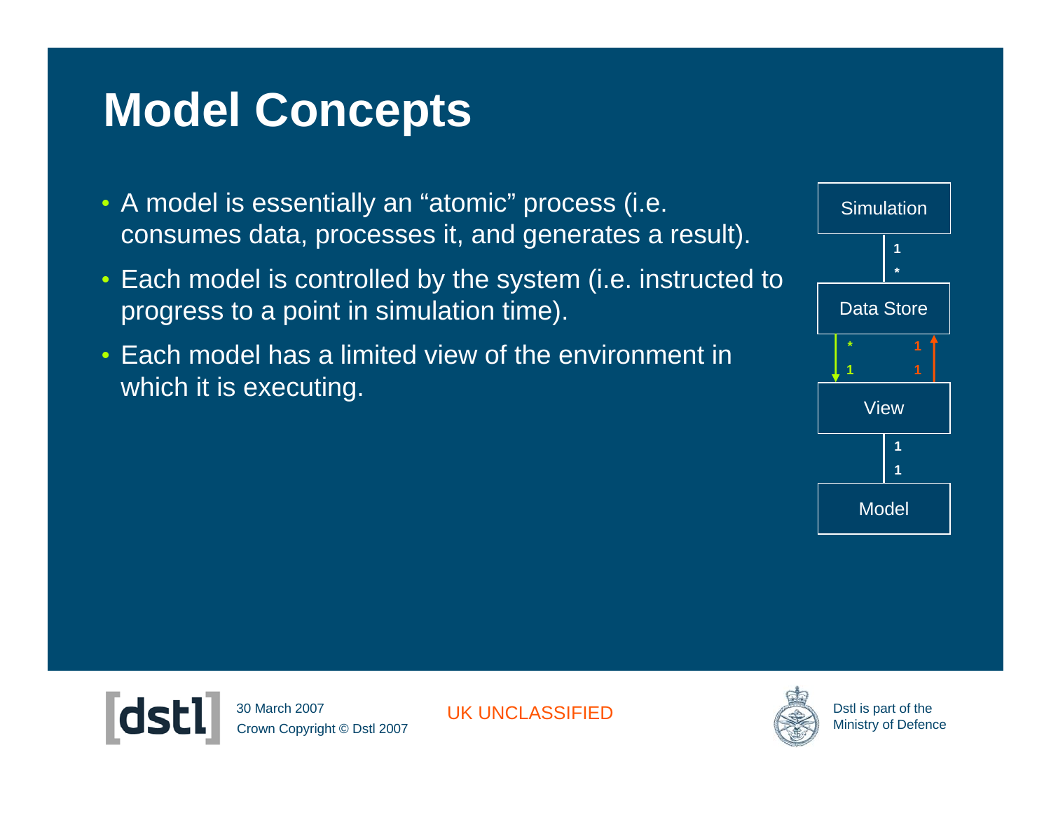# Model Concepts

- A model is essentially an “atomic” process (i.e. consumes data, processes it, and generates a result).
- Each model is controlled by the system (i.e. instructed to progress to a point in simulation time).
- Each model has a limited view of the environment in which it is executing.

Simulation

1

*

Data Store

* 1

1 1

View

1

1

Model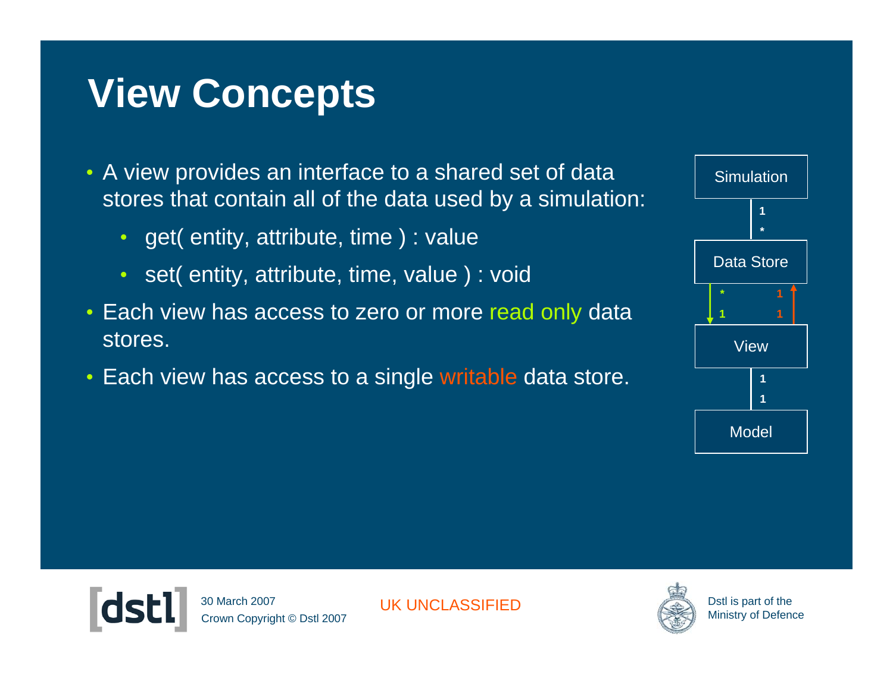# View Concepts

- A view provides an interface to a shared set of data stores that contain all of the data used by a simulation:
  - get( entity, attribute, time ) : value
  - set( entity, attribute, time, value ) : void
- Each view has access to zero or more read only data stores.
- Each view has access to a single writable data store.

Simulation

1

*

Data Store

* 1

1 1

View

1

1

Model

UK UNCLASSIFIED

30 March 2007
Crown Copyright © Dstl 2007

Dstl is part of the Ministry of Defence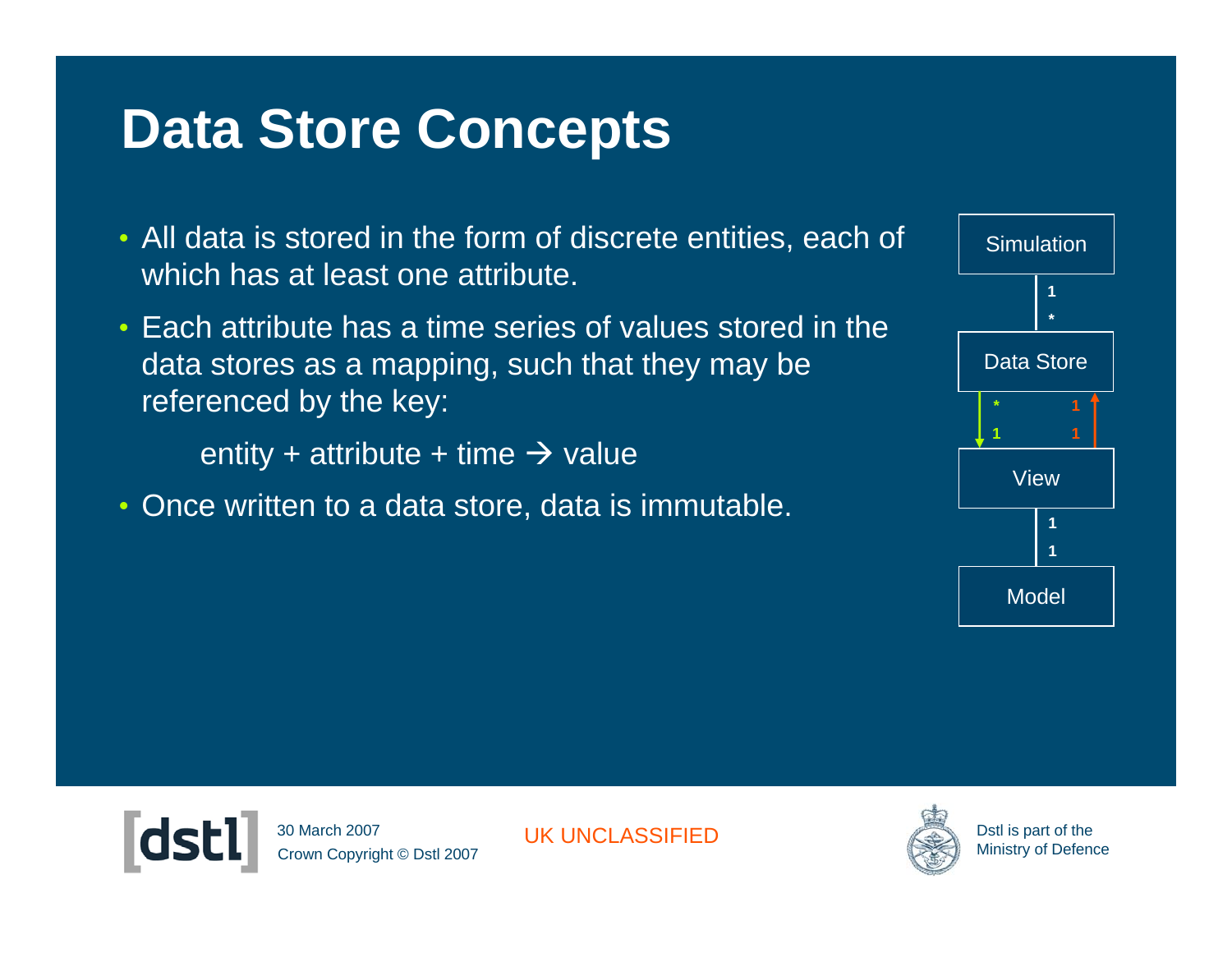# Data Store Concepts

- All data is stored in the form of discrete entities, each of which has at least one attribute.
- Each attribute has a time series of values stored in the data stores as a mapping, such that they may be referenced by the key:

  entity + attribute + time → value

- Once written to a data store, data is immutable.

Simulation

1

*

Data Store

* 1

1 1

View

1

1

Model

30 March 2007
Crown Copyright © Dstl 2007

UK UNCLASSIFIED

Dstl is part of the Ministry of Defence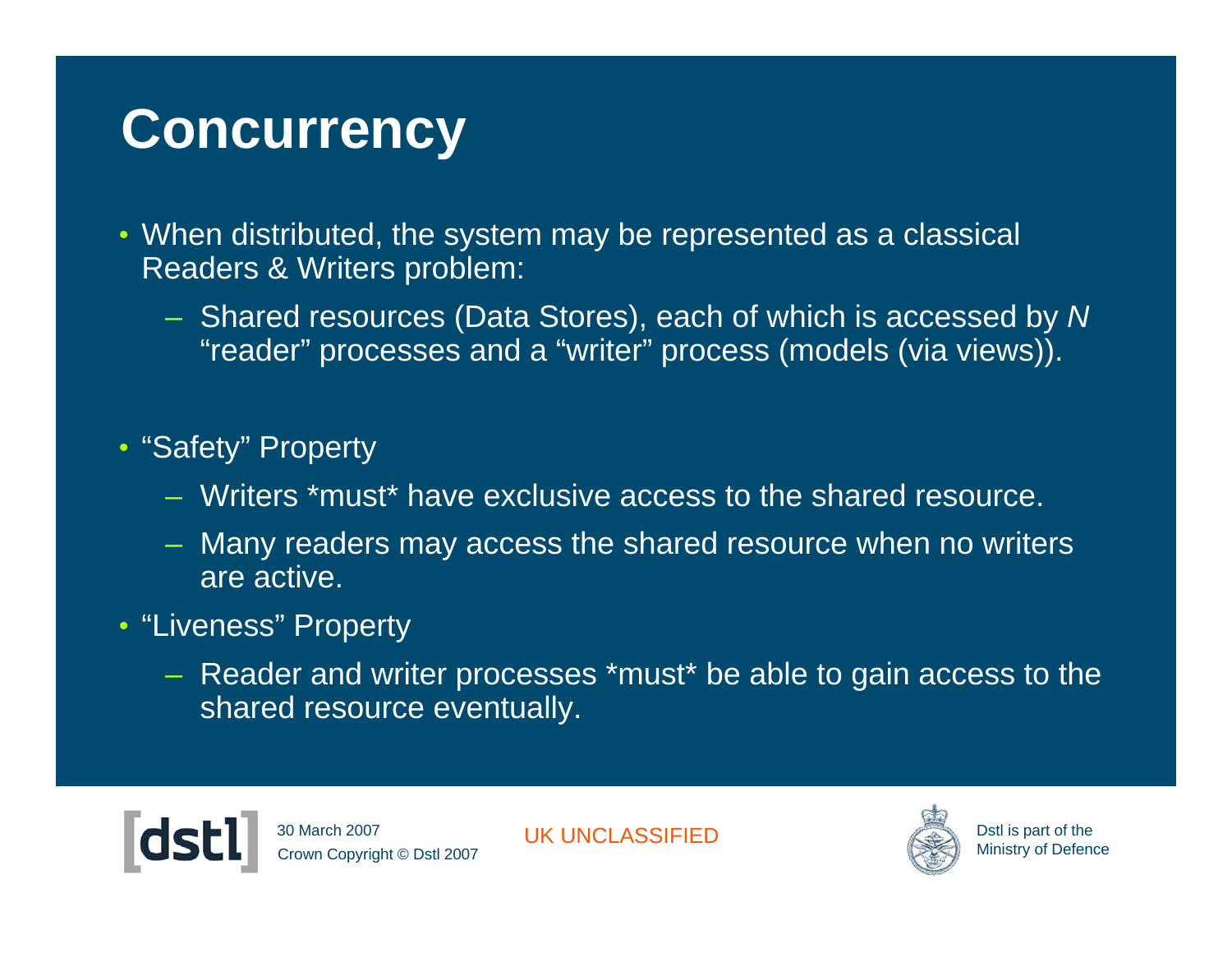# Concurrency

- When distributed, the system may be represented as a classical Readers & Writers problem:
  - Shared resources (Data Stores), each of which is accessed by *N* “reader” processes and a “writer” process (models (via views)).

- “Safety” Property
  - Writers *must* have exclusive access to the shared resource.
  - Many readers may access the shared resource when no writers are active.
- “Liveness” Property
  - Reader and writer processes *must* be able to gain access to the shared resource eventually.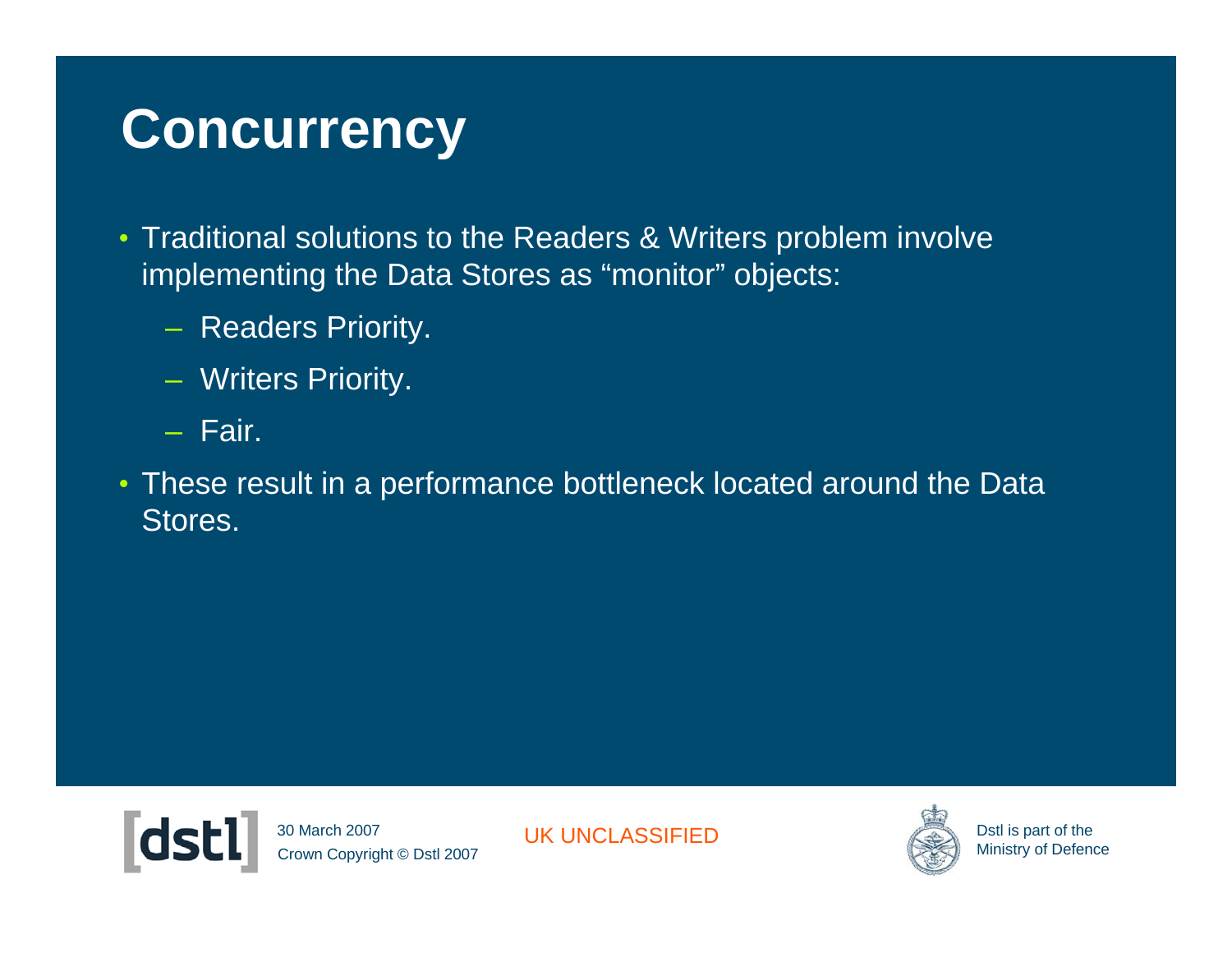# Concurrency

- Traditional solutions to the Readers & Writers problem involve implementing the Data Stores as “monitor” objects:
  - Readers Priority.
  - Writers Priority.
  - Fair.
- These result in a performance bottleneck located around the Data Stores.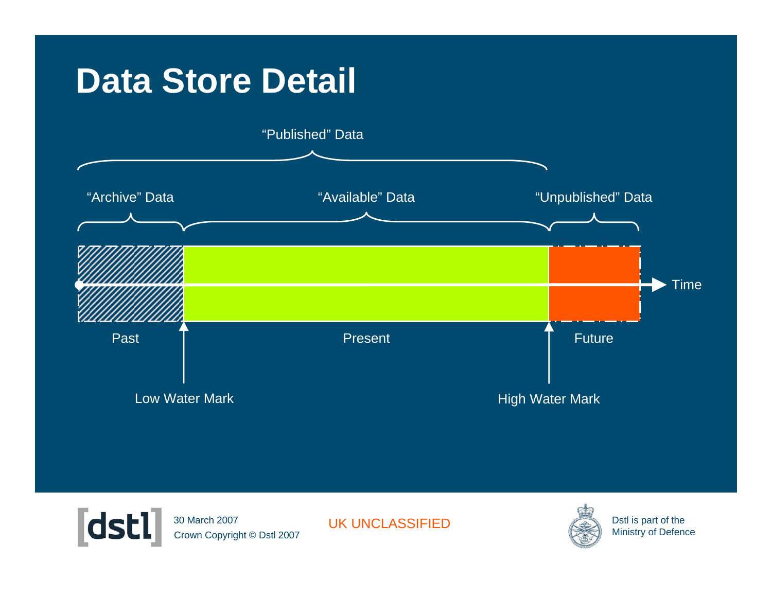# Data Store Detail

"Published" Data

"Archive" Data

"Available" Data

"Unpublished" Data

Time

Past

Present

Future

Low Water Mark

High Water Mark

UK UNCLASSIFIED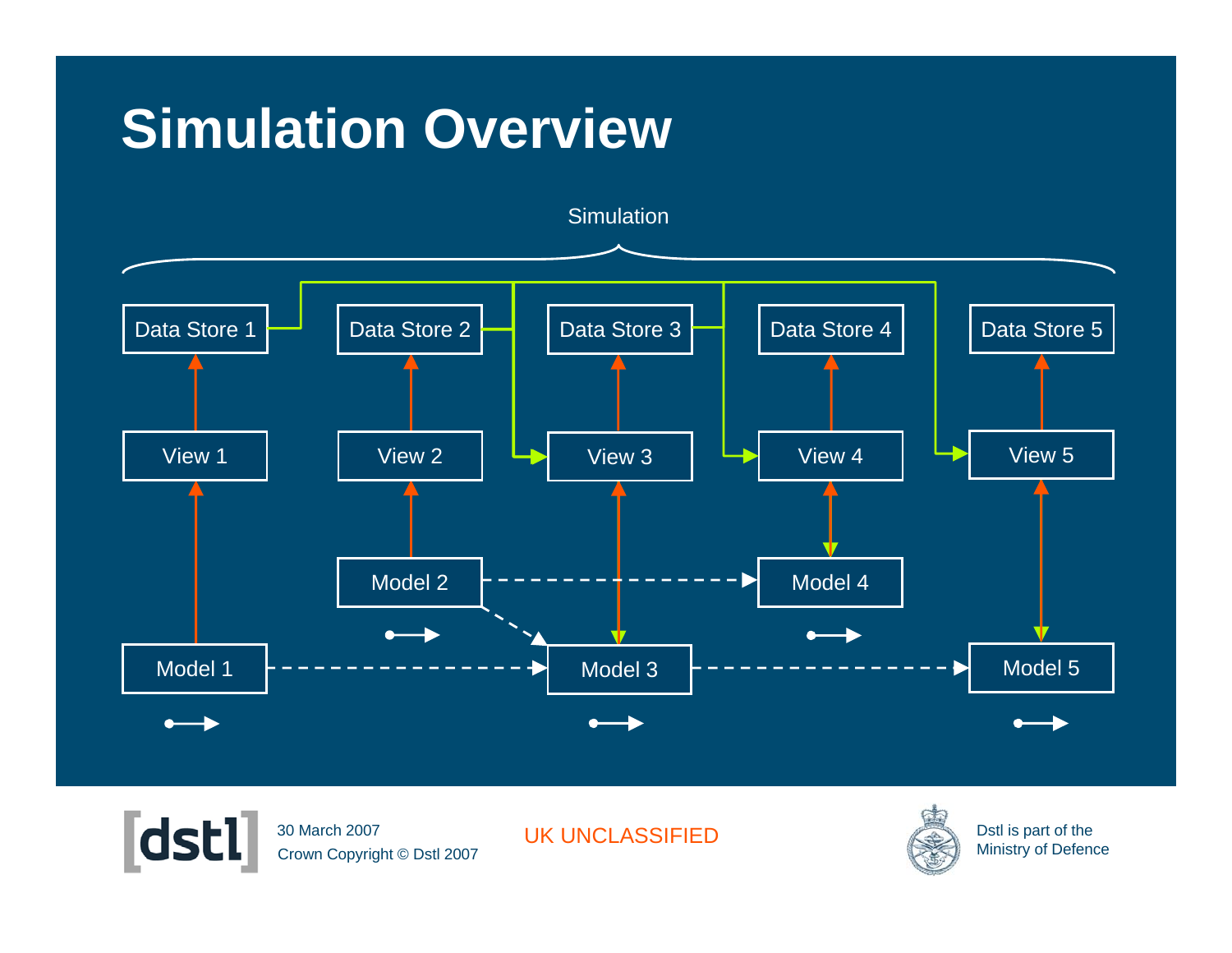# Simulation Overview

Simulation

Data Store 1
Data Store 2
Data Store 3
Data Store 4
Data Store 5

View 1
View 2
View 3
View 4
View 5

Model 2
Model 4

Model 1
Model 3
Model 5

30 March 2007
Crown Copyright © Dstl 2007

UK UNCLASSIFIED

Dstl is part of the Ministry of Defence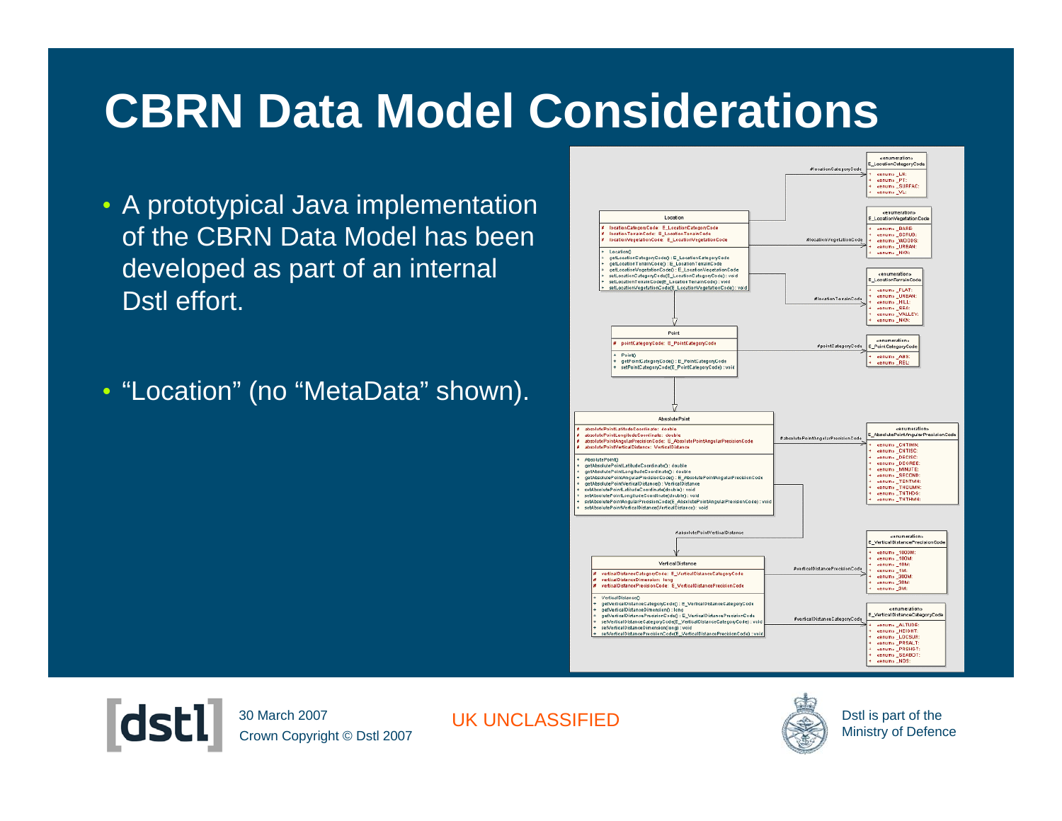# CBRN Data Model Considerations

- A prototypical Java implementation of the CBRN Data Model has been developed as part of an internal Dstl effort.

- “Location” (no “MetaData” shown).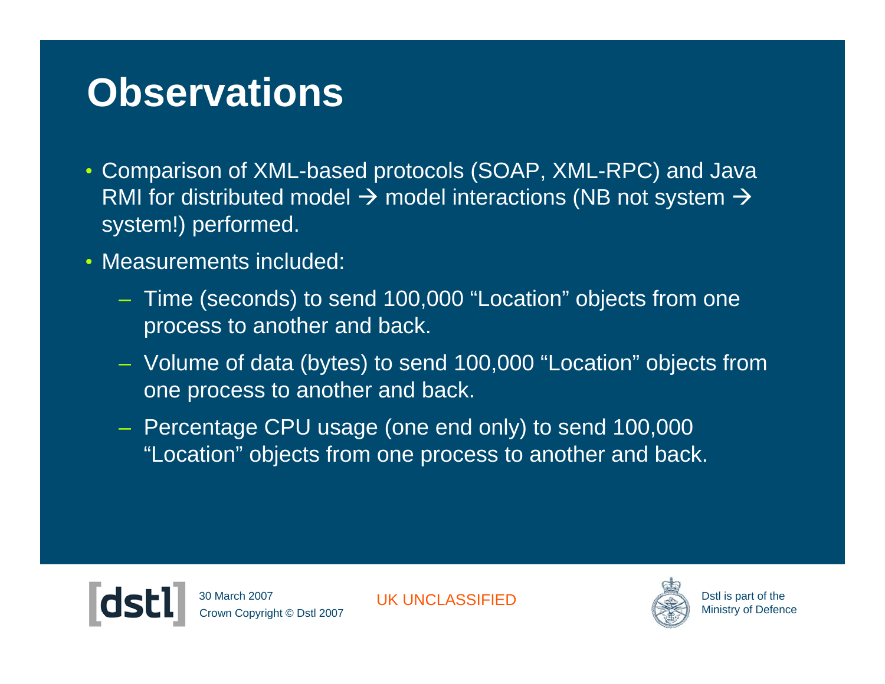# Observations

- Comparison of XML-based protocols (SOAP, XML-RPC) and Java RMI for distributed model → model interactions (NB not system → system!) performed.
- Measurements included:
  - Time (seconds) to send 100,000 "Location" objects from one process to another and back.
  - Volume of data (bytes) to send 100,000 "Location" objects from one process to another and back.
  - Percentage CPU usage (one end only) to send 100,000 "Location" objects from one process to another and back.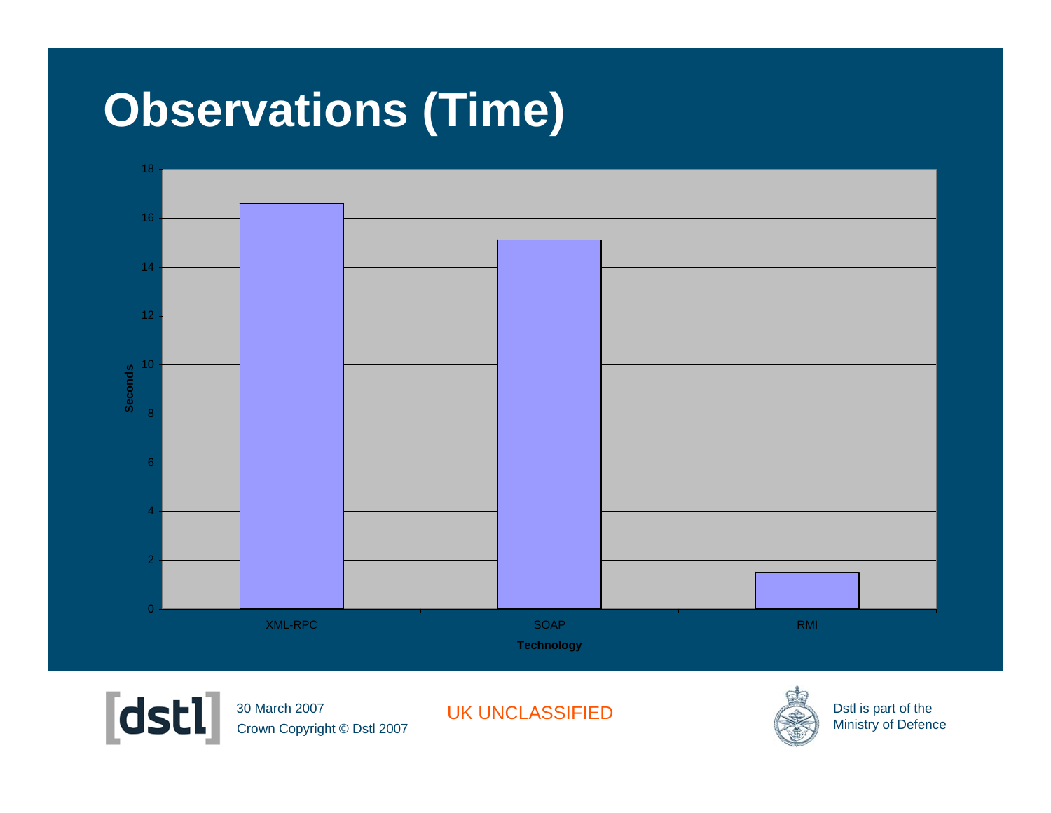# Observations (Time)

| Technology | Seconds |
| --- | --- |
| XML-RPC | ~16.6 |
| SOAP | ~15.1 |
| RMI | ~1.5 |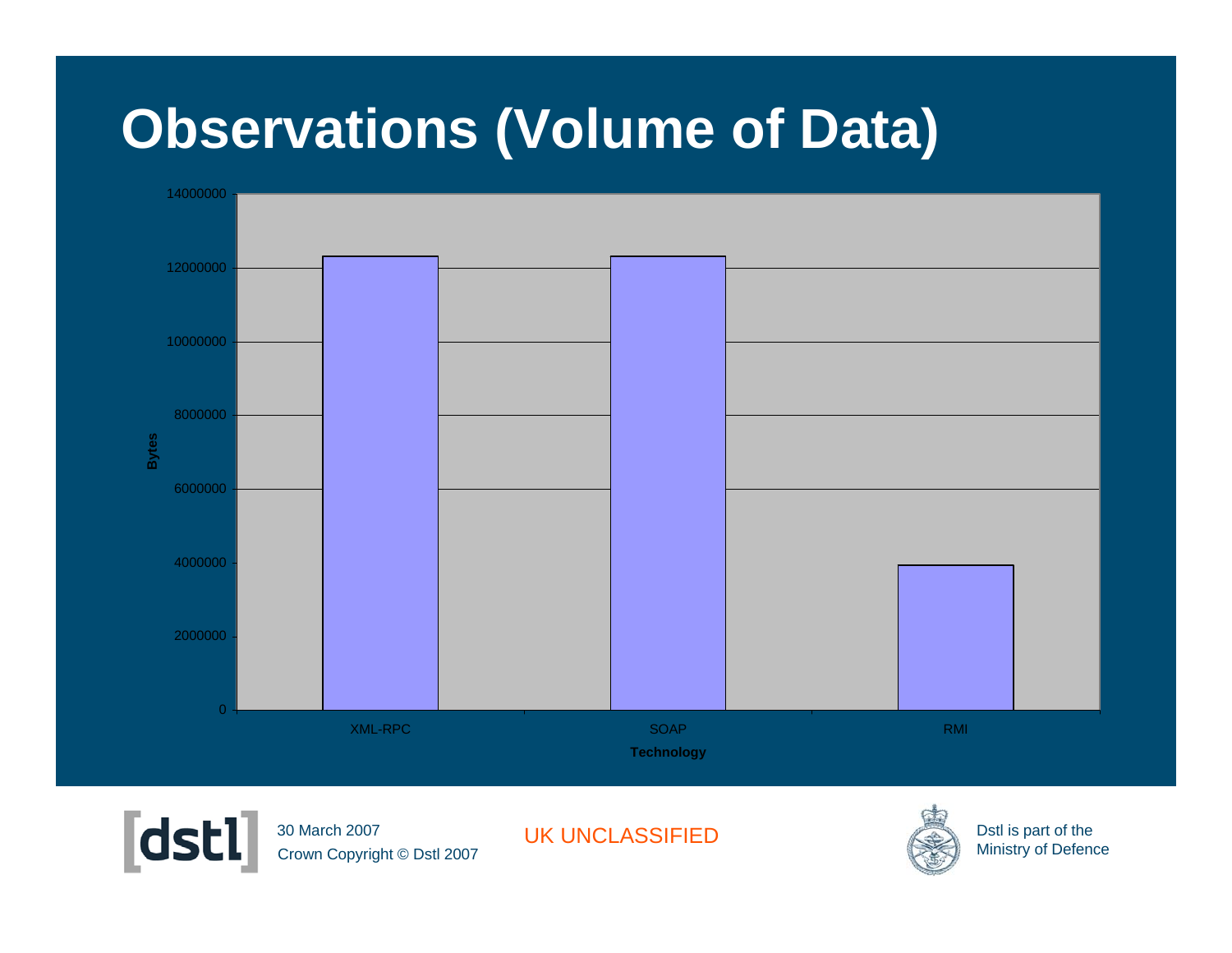# Observations (Volume of Data)

| Technology | Bytes |
|---|---|
| XML-RPC | ~12300000 |
| SOAP | ~12300000 |
| RMI | ~3900000 |

UK UNCLASSIFIED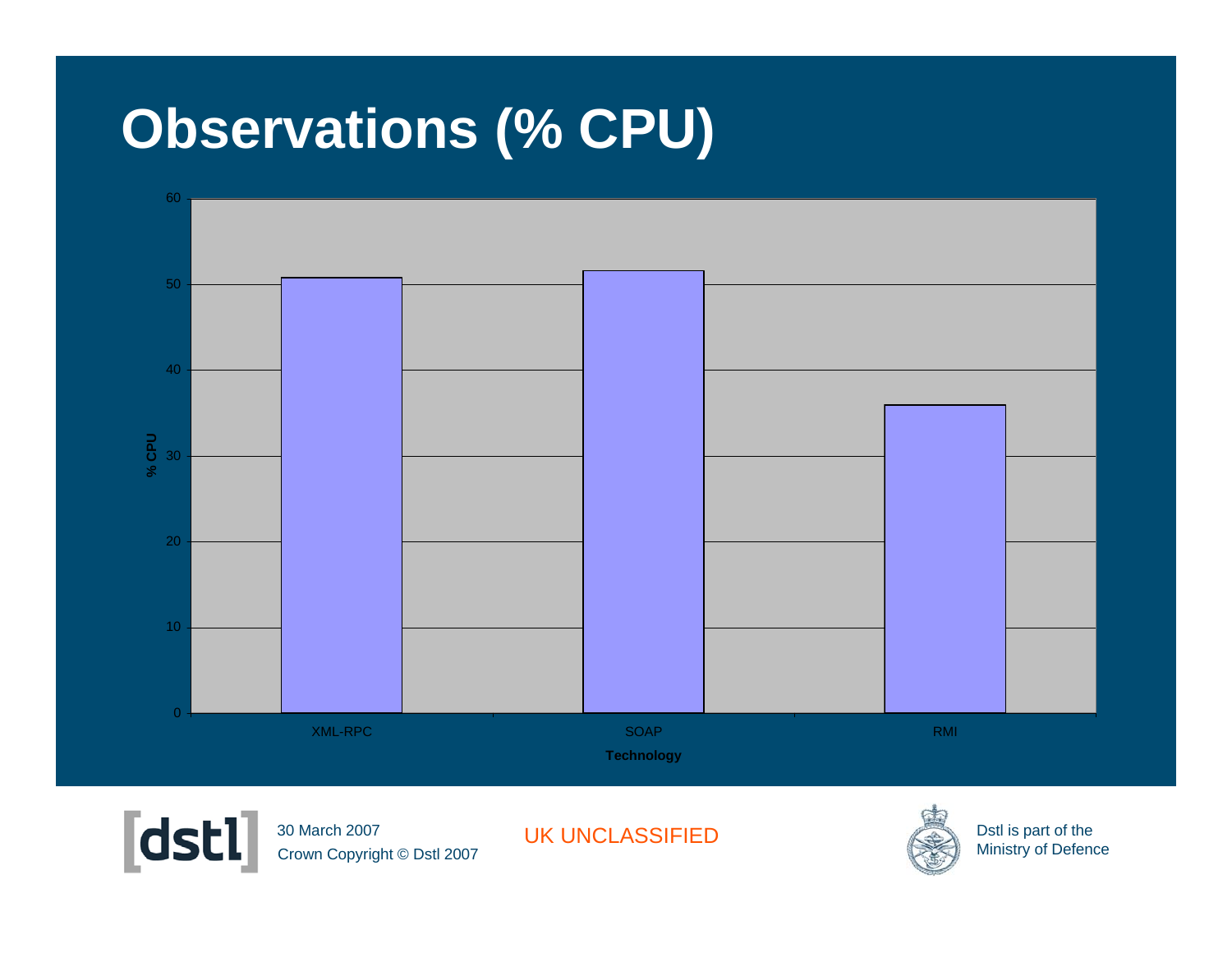# Observations (% CPU)

| Technology | % CPU |
|---|---|
| XML-RPC | ~51 |
| SOAP | ~51.5 |
| RMI | ~36 |

30 March 2007
Crown Copyright © Dstl 2007

UK UNCLASSIFIED

Dstl is part of the Ministry of Defence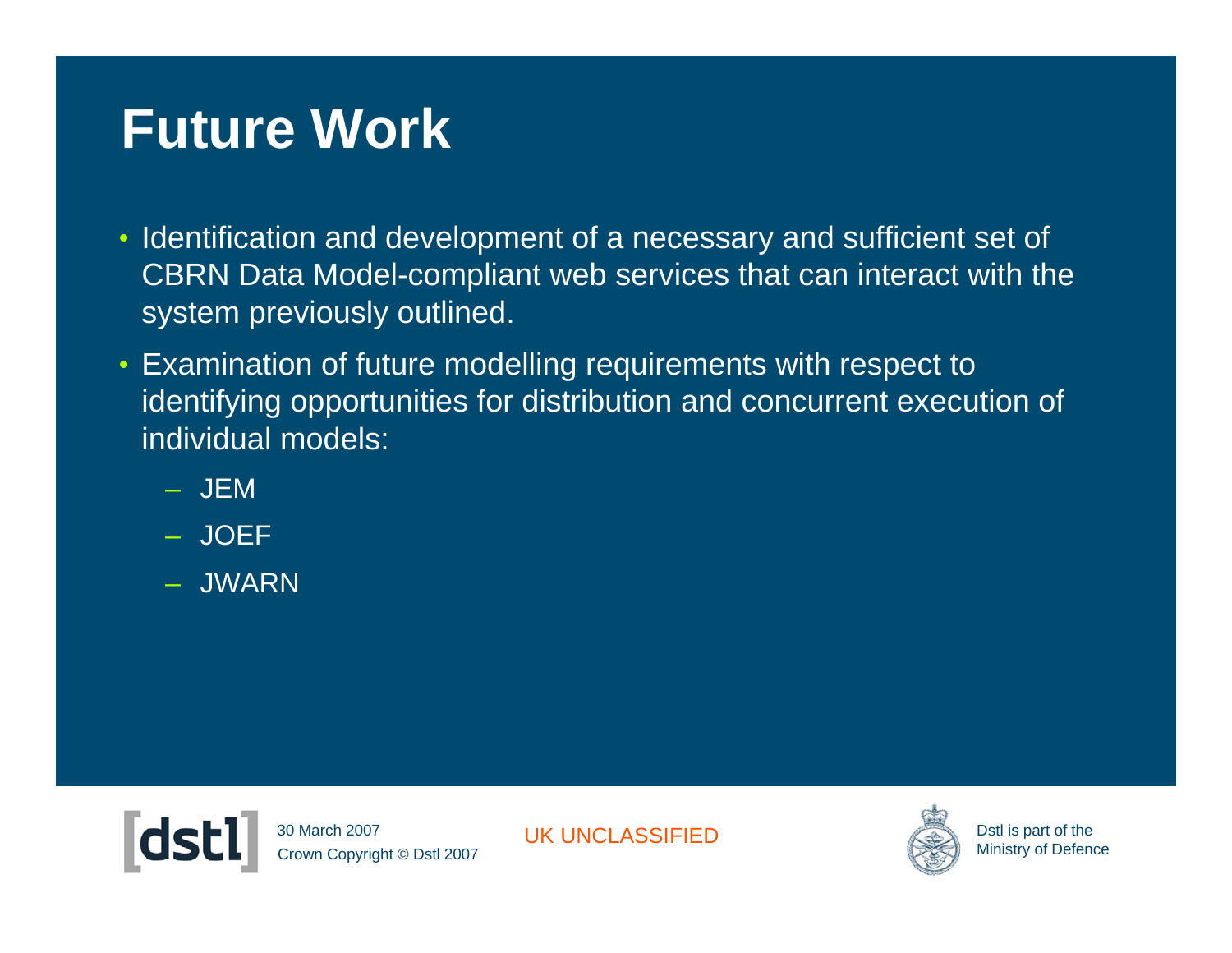# Future Work

- Identification and development of a necessary and sufficient set of CBRN Data Model-compliant web services that can interact with the system previously outlined.
- Examination of future modelling requirements with respect to identifying opportunities for distribution and concurrent execution of individual models:
  - JEM
  - JOEF
  - JWARN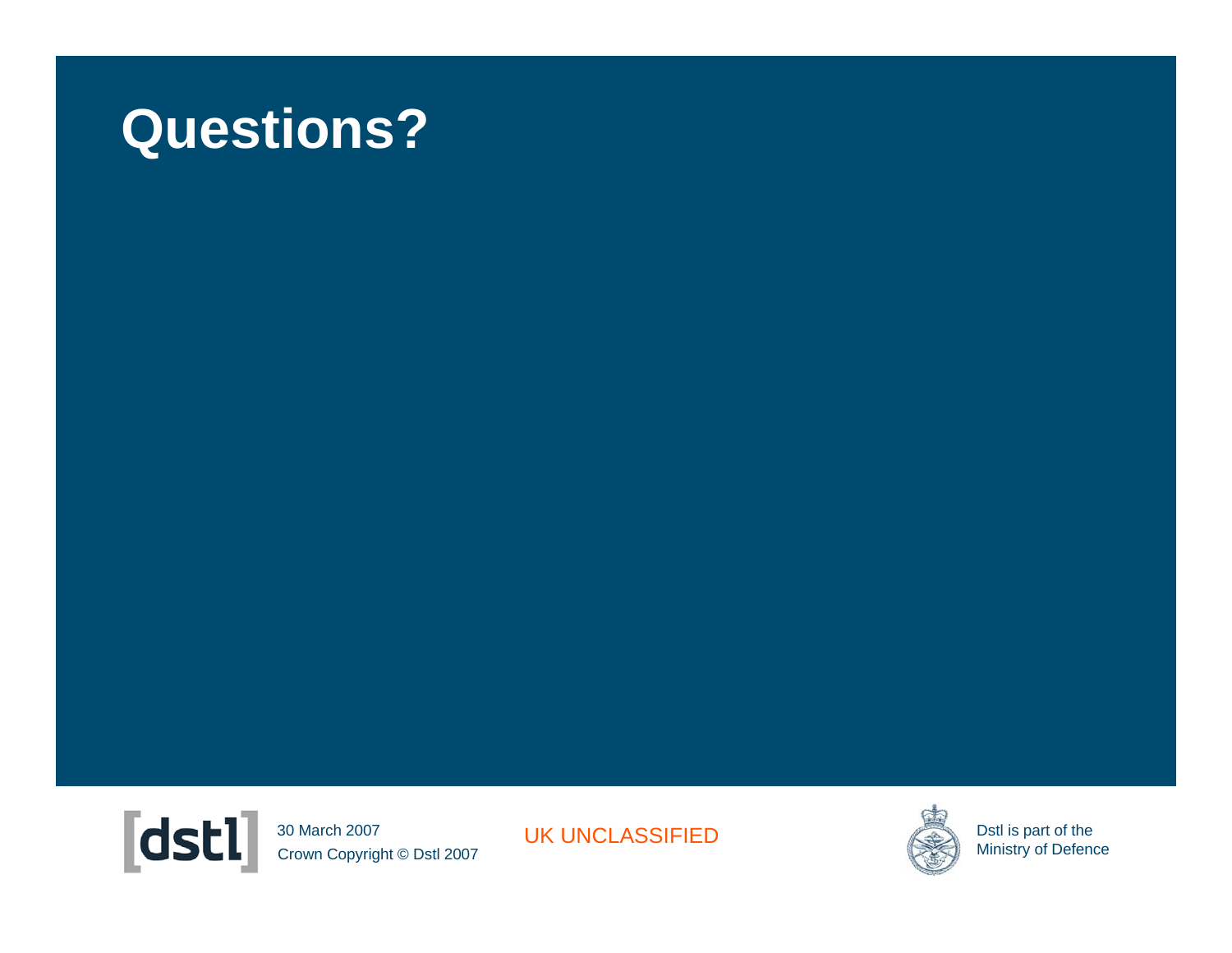# Questions?

UK UNCLASSIFIED